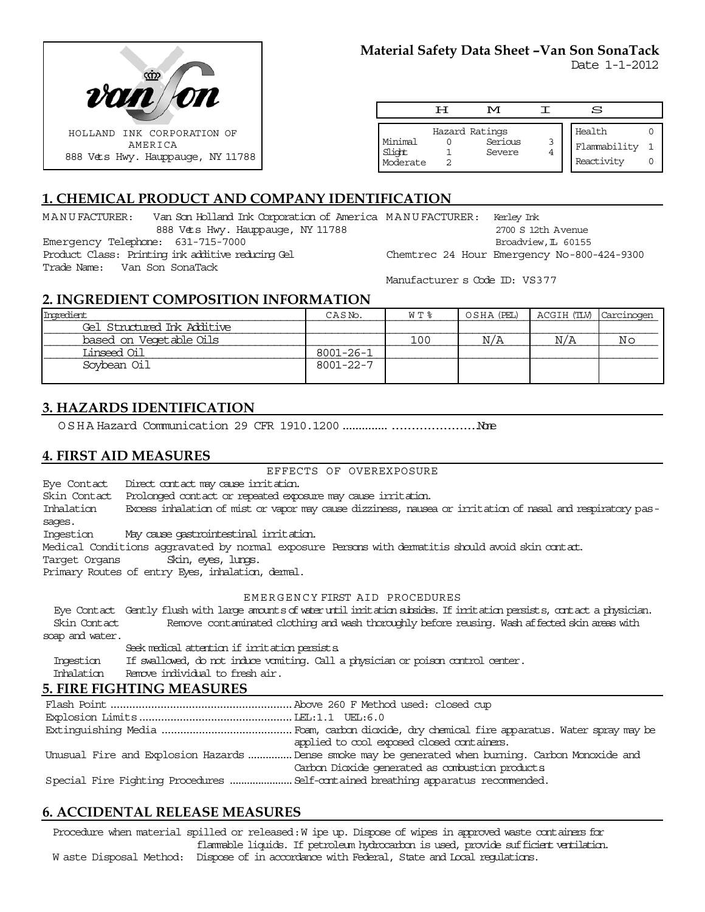HOLLAND INK CORPORATION OF AMERICA
888 Vets Hwy. Hauppauge, NY 11788

# Material Safety Data Sheet –Van Son SonaTack

Date 1-1-2012

**H M I S**

| Hazard Ratings | | | |
|---|---|---|---|
| Minimal | 0 | Serious | 3 |
| Slight | 1 | Severe | 4 |
| Moderate | 2 | | |

| | |
|---|---|
| Health | 0 |
| Flammability | 1 |
| Reactivity | 0 |

## 1. CHEMICAL PRODUCT AND COMPANY IDENTIFICATION

MANUFACTURER: Van Son Holland Ink Corporation of America
888 Vets Hwy. Hauppauge, NY 11788
Emergency Telephone: 631-715-7000
Product Class: Printing ink additive reducing Gel
Trade Name: Van Son SonaTack

MANUFACTURER: Kerley Ink
2700 S 12th Avenue
Broadview, IL 60155
Chemtrec 24 Hour Emergency No-800-424-9300

Manufacturer s Code ID: VS377

## 2. INGREDIENT COMPOSITION INFORMATION

| Ingredient | CAS No. | WT% | OSHA (PEL) | ACGIH (TLV) | Carcinogen |
|---|---|---|---|---|---|
| Gel Structured Ink Additive | | | | | |
| based on Vegetable Oils | | 100 | N/A | N/A | No |
| Linseed Oil | 8001-26-1 | | | | |
| Soybean Oil | 8001-22-7 | | | | |

## 3. HAZARDS IDENTIFICATION

OSHA Hazard Communication 29 CFR 1910.1200 ............................None

## 4. FIRST AID MEASURES

EFFECTS OF OVEREXPOSURE

Eye Contact Direct contact may cause irritation.
Skin Contact Prolonged contact or repeated exposure may cause irritation.
Inhalation Excess inhalation of mist or vapor may cause dizziness, nausea or irritation of nasal and respiratory passages.
Ingestion May cause gastrointestinal irritation.
Medical Conditions aggravated by normal exposure Persons with dermatitis should avoid skin contact.
Target Organs Skin, eyes, lungs.
Primary Routes of entry Eyes, inhalation, dermal.

EMERGENCY FIRST AID PROCEDURES

Eye Contact Gently flush with large amounts of water until irritation subsides. If irritation persists, contact a physician.
Skin Contact Remove contaminated clothing and wash thoroughly before reusing. Wash affected skin areas with soap and water.
Seek medical attention if irritation persists.
Ingestion If swallowed, do not induce vomiting. Call a physician or poison control center.
Inhalation Remove individual to fresh air.

## 5. FIRE FIGHTING MEASURES

Flash Point ........................................................ Above 260 F Method used: closed cup
Explosion Limits ................................................ LEL:1.1 UEL:6.0
Extinguishing Media ......................................... Foam, carbon dioxide, dry chemical fire apparatus. Water spray may be applied to cool exposed closed containers.
Unusual Fire and Explosion Hazards .............. Dense smoke may be generated when burning. Carbon Monoxide and Carbon Dioxide generated as combustion products
Special Fire Fighting Procedures ..................... Self-contained breathing apparatus recommended.

## 6. ACCIDENTAL RELEASE MEASURES

Procedure when material spilled or released: Wipe up. Dispose of wipes in approved waste containers for flammable liquids. If petroleum hydrocarbon is used, provide sufficient ventilation.
Waste Disposal Method: Dispose of in accordance with Federal, State and Local regulations.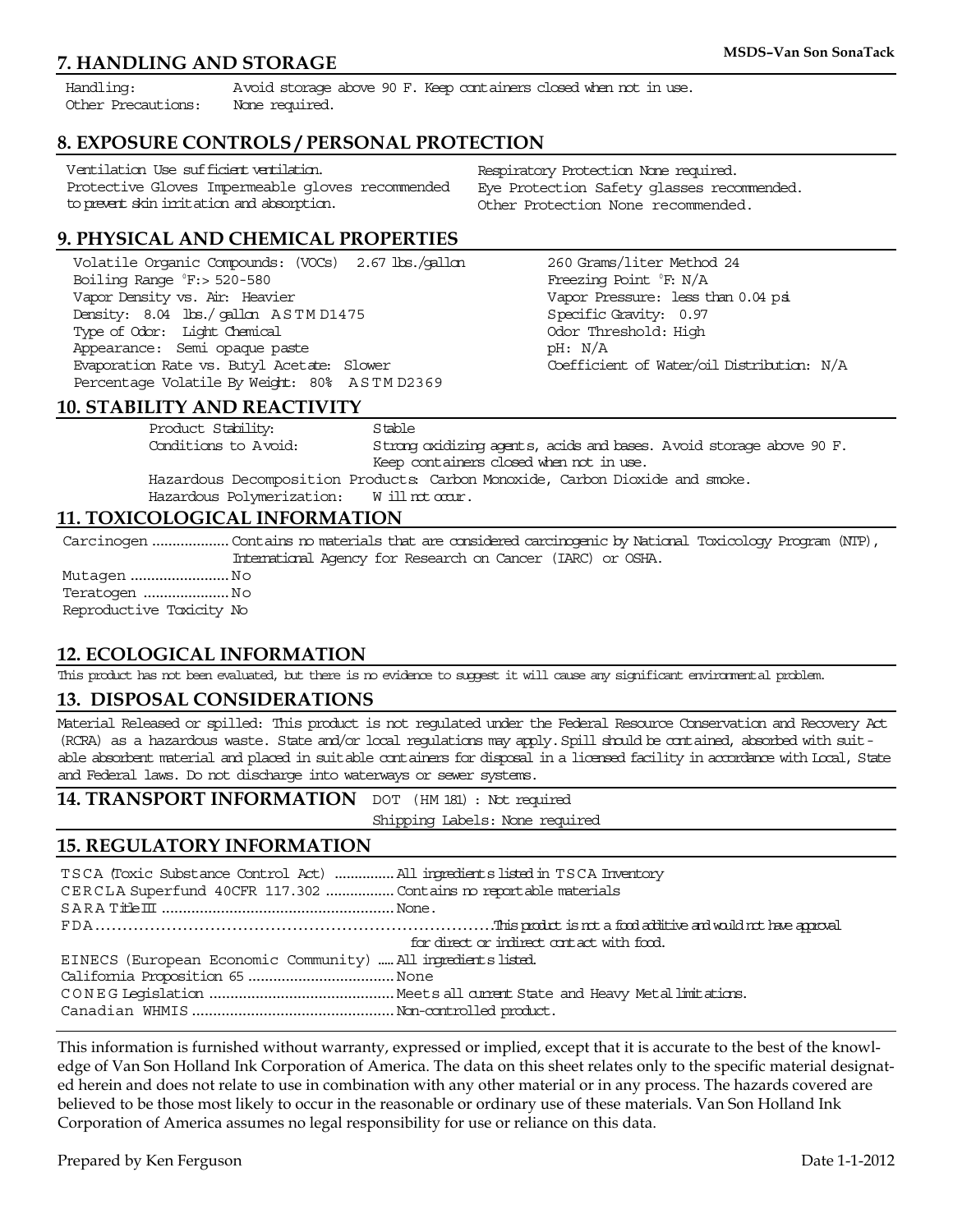## 7. HANDLING AND STORAGE

Handling: Avoid storage above 90 F. Keep containers closed when not in use.
Other Precautions: None required.

## 8. EXPOSURE CONTROLS / PERSONAL PROTECTION

Ventilation Use sufficient ventilation.
Protective Gloves Impermeable gloves recommended to prevent skin irritation and absorption.
Respiratory Protection None required.
Eye Protection Safety glasses recommended.
Other Protection None recommended.

## 9. PHYSICAL AND CHEMICAL PROPERTIES

Volatile Organic Compounds: (VOCs) 2.67 lbs./gallon 260 Grams/liter Method 24
Boiling Range °F:> 520-580
Vapor Density vs. Air: Heavier
Density: 8.04 lbs./gallon ASTM D1475
Type of Odor: Light Chemical
Appearance: Semi opaque paste
Evaporation Rate vs. Butyl Acetate: Slower
Percentage Volatile By Weight: 80% ASTM D2369
Freezing Point °F: N/A
Vapor Pressure: less than 0.04 psi
Specific Gravity: 0.97
Odor Threshold: High
pH: N/A
Coefficient of Water/oil Distribution: N/A

## 10. STABILITY AND REACTIVITY

Product Stability: Stable
Conditions to Avoid: Strong oxidizing agents, acids and bases. Avoid storage above 90 F. Keep containers closed when not in use.
Hazardous Decomposition Products: Carbon Monoxide, Carbon Dioxide and smoke.
Hazardous Polymerization: Will not occur.

## 11. TOXICOLOGICAL INFORMATION

Carcinogen .................. Contains no materials that are considered carcinogenic by National Toxicology Program (NTP), International Agency for Research on Cancer (IARC) or OSHA.
Mutagen ........................ No
Teratogen ..................... No
Reproductive Toxicity No

## 12. ECOLOGICAL INFORMATION

This product has not been evaluated, but there is no evidence to suggest it will cause any significant environmental problem.

## 13. DISPOSAL CONSIDERATIONS

Material Released or spilled: This product is not regulated under the Federal Resource Conservation and Recovery Act (RCRA) as a hazardous waste. State and/or local regulations may apply. Spill should be contained, absorbed with suitable absorbent material and placed in suitable containers for disposal in a licensed facility in accordance with Local, State and Federal laws. Do not discharge into waterways or sewer systems.

## 14. TRANSPORT INFORMATION

DOT (HM 181) : Not required
Shipping Labels: None required

## 15. REGULATORY INFORMATION

TSCA (Toxic Substance Control Act) ............... All ingredients listed in TSCA Inventory
CERCLA Superfund 40CFR 117.302 ................. Contains no reportable materials
SARA Title III ....................................................... None.
FDA ........................................................................ This product is not a food additive and would not have approval for direct or indirect contact with food.
EINECS (European Economic Community) ..... All ingredients listed.
California Proposition 65 ................................... None
CONEG Legislation ............................................ Meets all current State and Heavy Metal limitations.
Canadian WHMIS ................................................ Non-controlled product.

This information is furnished without warranty, expressed or implied, except that it is accurate to the best of the knowledge of Van Son Holland Ink Corporation of America. The data on this sheet relates only to the specific material designated herein and does not relate to use in combination with any other material or in any process. The hazards covered are believed to be those most likely to occur in the reasonable or ordinary use of these materials. Van Son Holland Ink Corporation of America assumes no legal responsibility for use or reliance on this data.

Prepared by Ken Ferguson

Date 1-1-2012